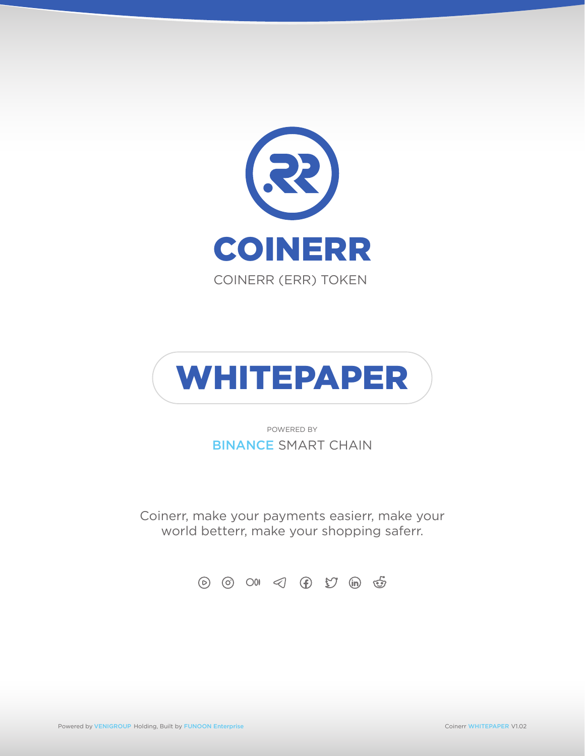# COINERR

COINERR (ERR) TOKEN

# WHITEPAPER

POWERED BY

BINANCE SMART CHAIN

Coinerr, make your payments easierr, make your world betterr, make your shopping saferr.

Powered by VENIGROUP Holding, Built by FUNOON Enterprise

Coinerr WHITEPAPER V1.02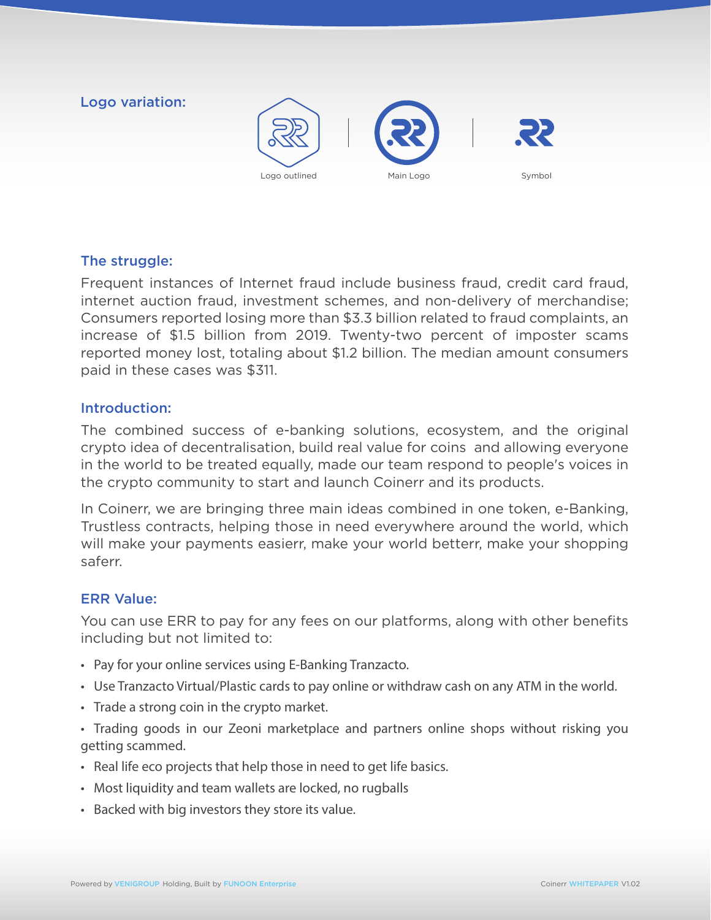## Logo variation:

Logo outlined | Main Logo | Symbol

## The struggle:

Frequent instances of Internet fraud include business fraud, credit card fraud, internet auction fraud, investment schemes, and non-delivery of merchandise; Consumers reported losing more than $3.3 billion related to fraud complaints, an increase of $1.5 billion from 2019. Twenty-two percent of imposter scams reported money lost, totaling about $1.2 billion. The median amount consumers paid in these cases was $311.

## Introduction:

The combined success of e-banking solutions, ecosystem, and the original crypto idea of decentralisation, build real value for coins and allowing everyone in the world to be treated equally, made our team respond to people's voices in the crypto community to start and launch Coinerr and its products.

In Coinerr, we are bringing three main ideas combined in one token, e-Banking, Trustless contracts, helping those in need everywhere around the world, which will make your payments easierr, make your world betterr, make your shopping saferr.

## ERR Value:

You can use ERR to pay for any fees on our platforms, along with other benefits including but not limited to:

- Pay for your online services using E-Banking Tranzacto.
- Use Tranzacto Virtual/Plastic cards to pay online or withdraw cash on any ATM in the world.
- Trade a strong coin in the crypto market.
- Trading goods in our Zeoni marketplace and partners online shops without risking you getting scammed.
- Real life eco projects that help those in need to get life basics.
- Most liquidity and team wallets are locked, no rugballs
- Backed with big investors they store its value.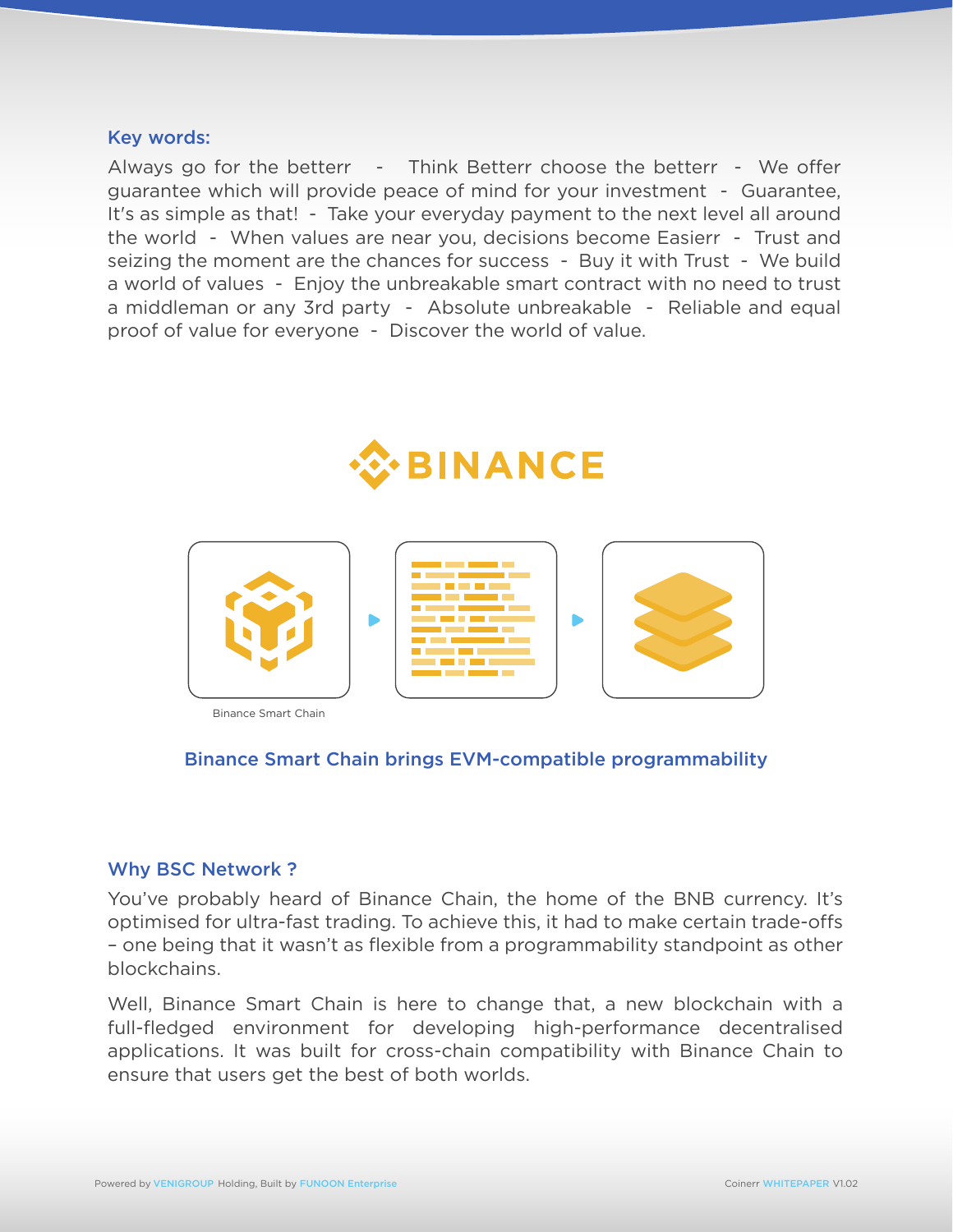### Key words:

Always go for the betterr - Think Betterr choose the betterr - We offer guarantee which will provide peace of mind for your investment - Guarantee, It's as simple as that! - Take your everyday payment to the next level all around the world - When values are near you, decisions become Easierr - Trust and seizing the moment are the chances for success - Buy it with Trust - We build a world of values - Enjoy the unbreakable smart contract with no need to trust a middleman or any 3rd party - Absolute unbreakable - Reliable and equal proof of value for everyone - Discover the world of value.

BINANCE

Binance Smart Chain

Binance Smart Chain brings EVM-compatible programmability

### Why BSC Network ?

You've probably heard of Binance Chain, the home of the BNB currency. It's optimised for ultra-fast trading. To achieve this, it had to make certain trade-offs – one being that it wasn't as flexible from a programmability standpoint as other blockchains.

Well, Binance Smart Chain is here to change that, a new blockchain with a full-fledged environment for developing high-performance decentralised applications. It was built for cross-chain compatibility with Binance Chain to ensure that users get the best of both worlds.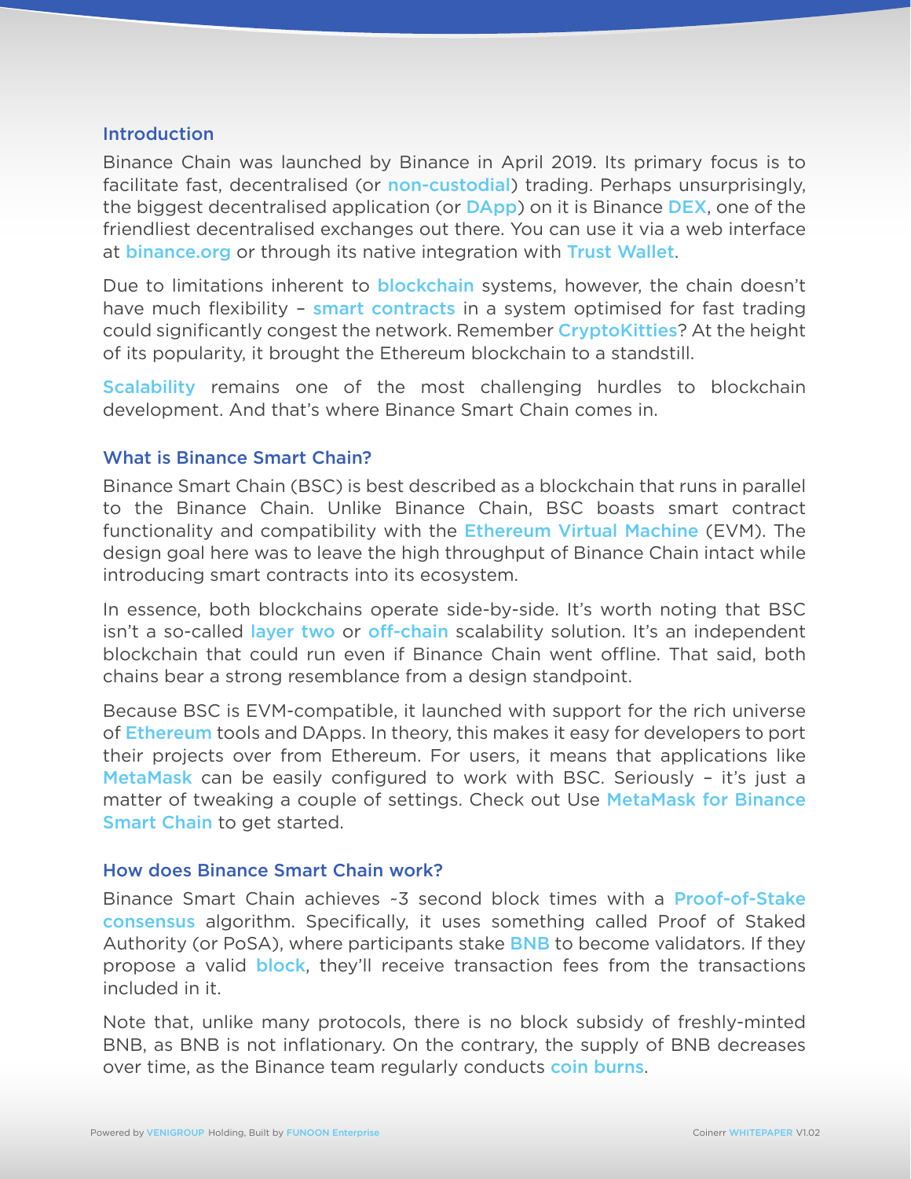## Introduction

Binance Chain was launched by Binance in April 2019. Its primary focus is to facilitate fast, decentralised (or non-custodial) trading. Perhaps unsurprisingly, the biggest decentralised application (or DApp) on it is Binance DEX, one of the friendliest decentralised exchanges out there. You can use it via a web interface at binance.org or through its native integration with Trust Wallet.

Due to limitations inherent to blockchain systems, however, the chain doesn't have much flexibility – smart contracts in a system optimised for fast trading could significantly congest the network. Remember CryptoKitties? At the height of its popularity, it brought the Ethereum blockchain to a standstill.

Scalability remains one of the most challenging hurdles to blockchain development. And that's where Binance Smart Chain comes in.

## What is Binance Smart Chain?

Binance Smart Chain (BSC) is best described as a blockchain that runs in parallel to the Binance Chain. Unlike Binance Chain, BSC boasts smart contract functionality and compatibility with the Ethereum Virtual Machine (EVM). The design goal here was to leave the high throughput of Binance Chain intact while introducing smart contracts into its ecosystem.

In essence, both blockchains operate side-by-side. It's worth noting that BSC isn't a so-called layer two or off-chain scalability solution. It's an independent blockchain that could run even if Binance Chain went offline. That said, both chains bear a strong resemblance from a design standpoint.

Because BSC is EVM-compatible, it launched with support for the rich universe of Ethereum tools and DApps. In theory, this makes it easy for developers to port their projects over from Ethereum. For users, it means that applications like MetaMask can be easily configured to work with BSC. Seriously – it's just a matter of tweaking a couple of settings. Check out Use MetaMask for Binance Smart Chain to get started.

## How does Binance Smart Chain work?

Binance Smart Chain achieves ~3 second block times with a Proof-of-Stake consensus algorithm. Specifically, it uses something called Proof of Staked Authority (or PoSA), where participants stake BNB to become validators. If they propose a valid block, they'll receive transaction fees from the transactions included in it.

Note that, unlike many protocols, there is no block subsidy of freshly-minted BNB, as BNB is not inflationary. On the contrary, the supply of BNB decreases over time, as the Binance team regularly conducts coin burns.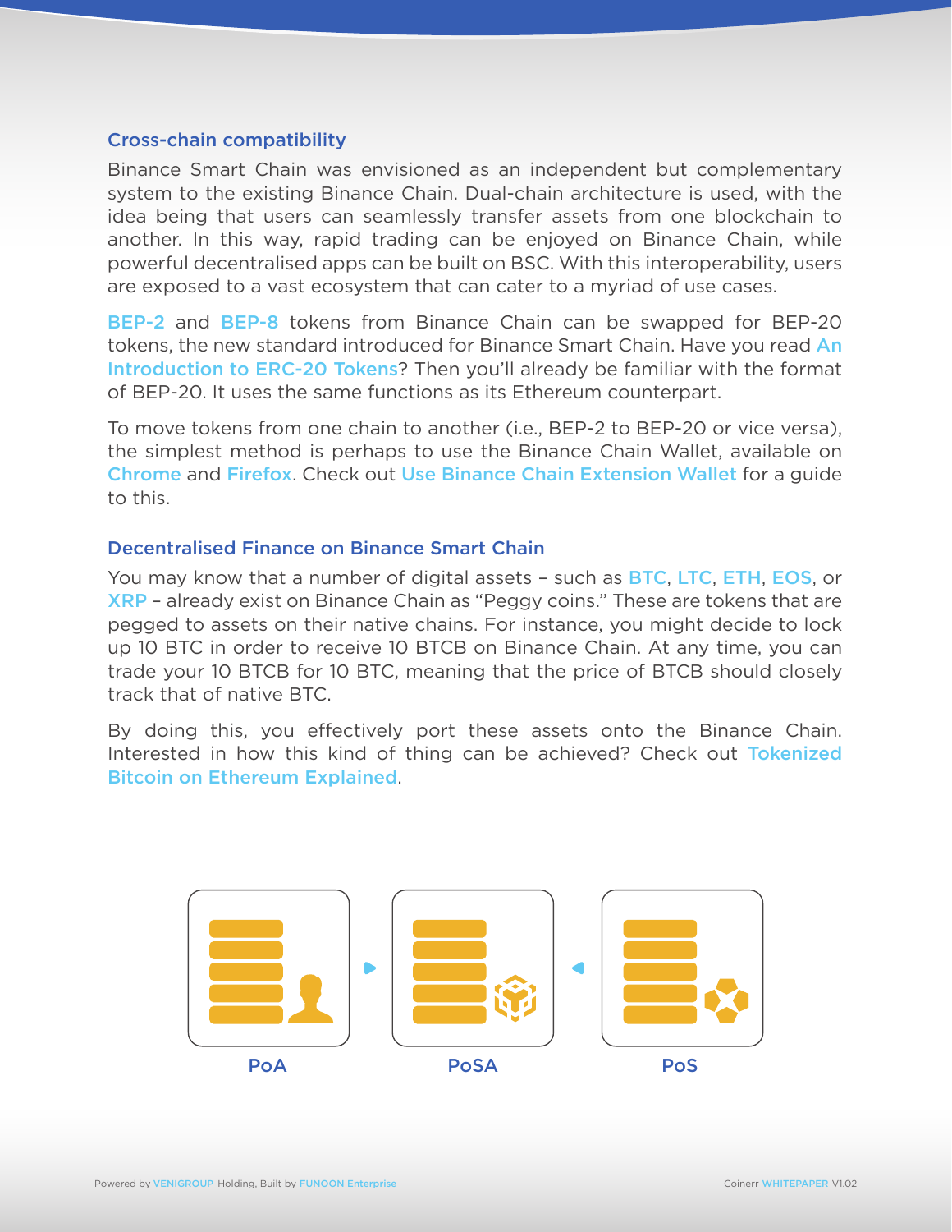### Cross-chain compatibility

Binance Smart Chain was envisioned as an independent but complementary system to the existing Binance Chain. Dual-chain architecture is used, with the idea being that users can seamlessly transfer assets from one blockchain to another. In this way, rapid trading can be enjoyed on Binance Chain, while powerful decentralised apps can be built on BSC. With this interoperability, users are exposed to a vast ecosystem that can cater to a myriad of use cases.

BEP-2 and BEP-8 tokens from Binance Chain can be swapped for BEP-20 tokens, the new standard introduced for Binance Smart Chain. Have you read An Introduction to ERC-20 Tokens? Then you'll already be familiar with the format of BEP-20. It uses the same functions as its Ethereum counterpart.

To move tokens from one chain to another (i.e., BEP-2 to BEP-20 or vice versa), the simplest method is perhaps to use the Binance Chain Wallet, available on Chrome and Firefox. Check out Use Binance Chain Extension Wallet for a guide to this.

### Decentralised Finance on Binance Smart Chain

You may know that a number of digital assets – such as BTC, LTC, ETH, EOS, or XRP – already exist on Binance Chain as "Peggy coins." These are tokens that are pegged to assets on their native chains. For instance, you might decide to lock up 10 BTC in order to receive 10 BTCB on Binance Chain. At any time, you can trade your 10 BTCB for 10 BTC, meaning that the price of BTCB should closely track that of native BTC.

By doing this, you effectively port these assets onto the Binance Chain. Interested in how this kind of thing can be achieved? Check out Tokenized Bitcoin on Ethereum Explained.

PoA PoSA PoS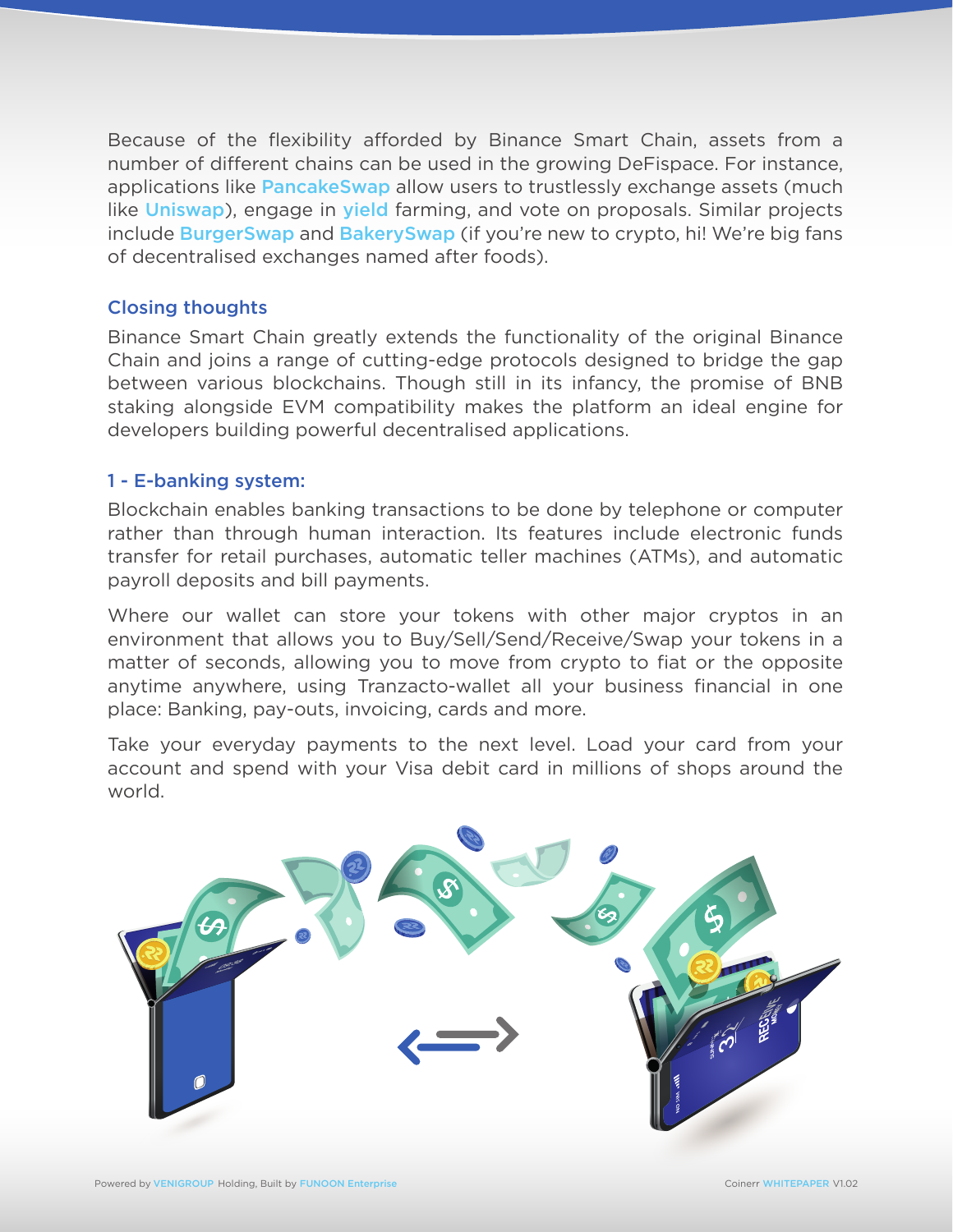Because of the flexibility afforded by Binance Smart Chain, assets from a number of different chains can be used in the growing DeFispace. For instance, applications like PancakeSwap allow users to trustlessly exchange assets (much like Uniswap), engage in yield farming, and vote on proposals. Similar projects include BurgerSwap and BakerySwap (if you're new to crypto, hi! We're big fans of decentralised exchanges named after foods).

## Closing thoughts

Binance Smart Chain greatly extends the functionality of the original Binance Chain and joins a range of cutting-edge protocols designed to bridge the gap between various blockchains. Though still in its infancy, the promise of BNB staking alongside EVM compatibility makes the platform an ideal engine for developers building powerful decentralised applications.

## 1 - E-banking system:

Blockchain enables banking transactions to be done by telephone or computer rather than through human interaction. Its features include electronic funds transfer for retail purchases, automatic teller machines (ATMs), and automatic payroll deposits and bill payments.

Where our wallet can store your tokens with other major cryptos in an environment that allows you to Buy/Sell/Send/Receive/Swap your tokens in a matter of seconds, allowing you to move from crypto to fiat or the opposite anytime anywhere, using Tranzacto-wallet all your business financial in one place: Banking, pay-outs, invoicing, cards and more.

Take your everyday payments to the next level. Load your card from your account and spend with your Visa debit card in millions of shops around the world.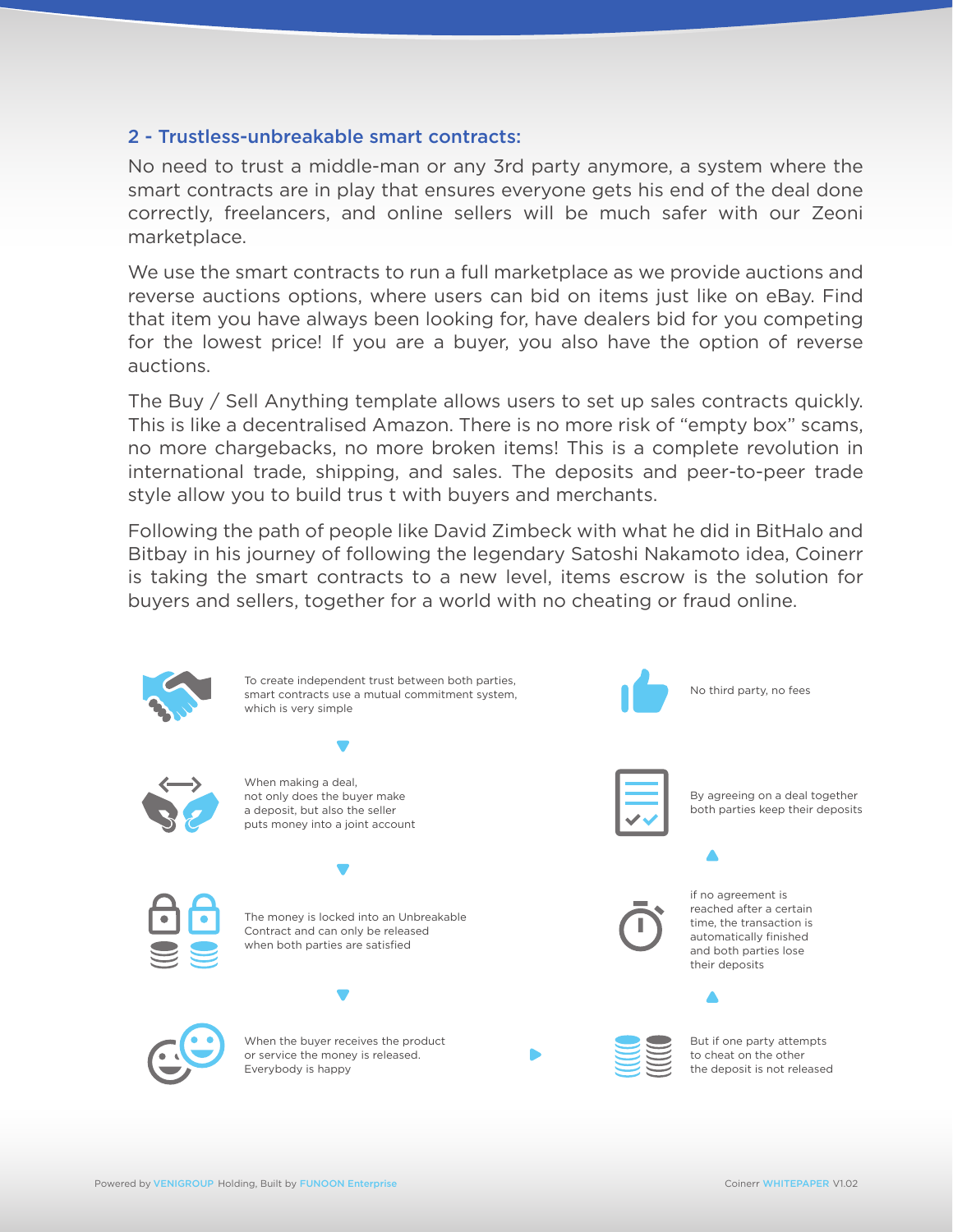## 2 - Trustless-unbreakable smart contracts:

No need to trust a middle-man or any 3rd party anymore, a system where the smart contracts are in play that ensures everyone gets his end of the deal done correctly, freelancers, and online sellers will be much safer with our Zeoni marketplace.

We use the smart contracts to run a full marketplace as we provide auctions and reverse auctions options, where users can bid on items just like on eBay. Find that item you have always been looking for, have dealers bid for you competing for the lowest price! If you are a buyer, you also have the option of reverse auctions.

The Buy / Sell Anything template allows users to set up sales contracts quickly. This is like a decentralised Amazon. There is no more risk of "empty box" scams, no more chargebacks, no more broken items! This is a complete revolution in international trade, shipping, and sales. The deposits and peer-to-peer trade style allow you to build trus t with buyers and merchants.

Following the path of people like David Zimbeck with what he did in BitHalo and Bitbay in his journey of following the legendary Satoshi Nakamoto idea, Coinerr is taking the smart contracts to a new level, items escrow is the solution for buyers and sellers, together for a world with no cheating or fraud online.

To create independent trust between both parties, smart contracts use a mutual commitment system, which is very simple

When making a deal, not only does the buyer make a deposit, but also the seller puts money into a joint account

The money is locked into an Unbreakable Contract and can only be released when both parties are satisfied

When the buyer receives the product or service the money is released. Everybody is happy

But if one party attempts to cheat on the other the deposit is not released

if no agreement is reached after a certain time, the transaction is automatically finished and both parties lose their deposits

By agreeing on a deal together both parties keep their deposits

No third party, no fees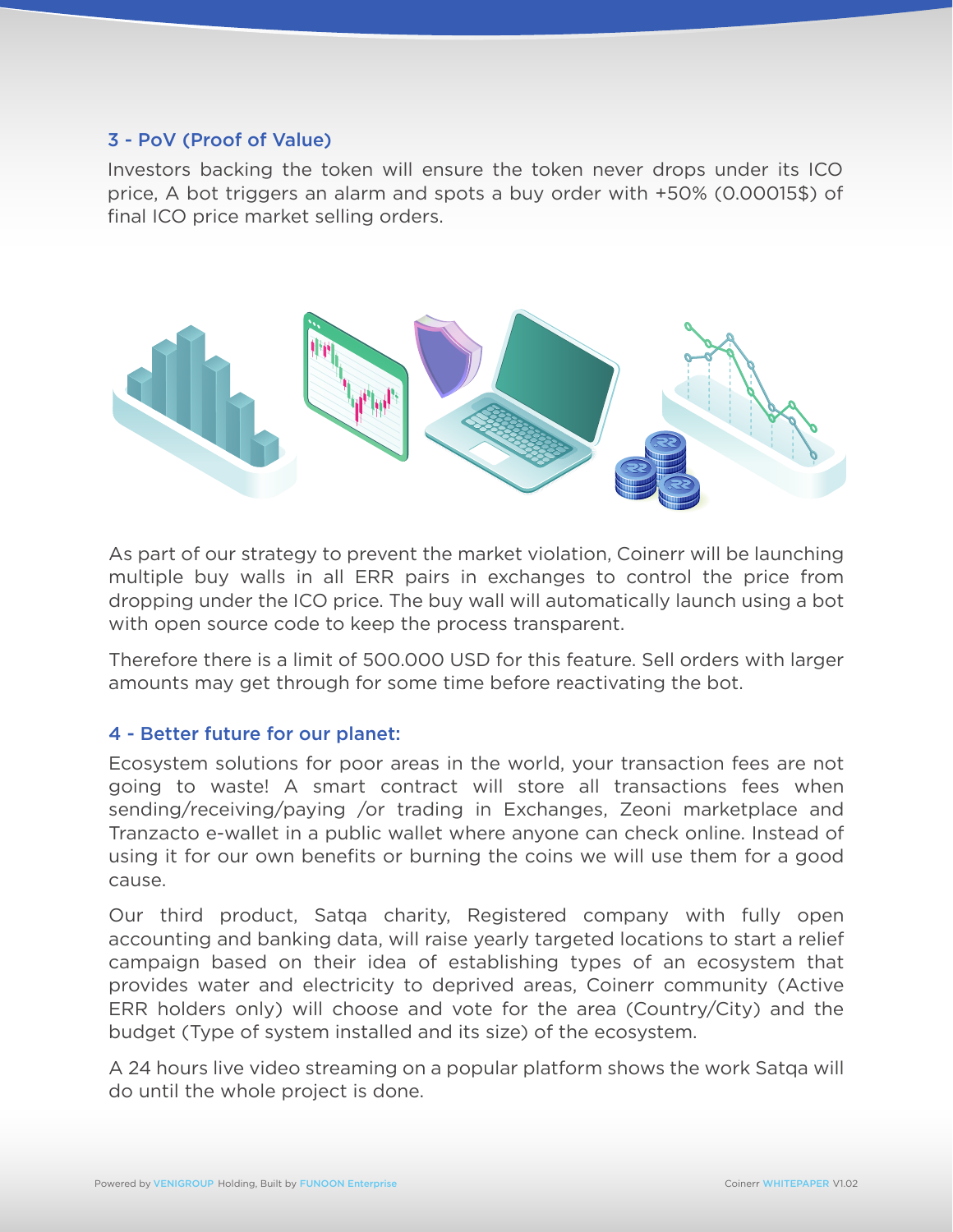### 3 - PoV (Proof of Value)

Investors backing the token will ensure the token never drops under its ICO price, A bot triggers an alarm and spots a buy order with +50% (0.00015$) of final ICO price market selling orders.

As part of our strategy to prevent the market violation, Coinerr will be launching multiple buy walls in all ERR pairs in exchanges to control the price from dropping under the ICO price. The buy wall will automatically launch using a bot with open source code to keep the process transparent.

Therefore there is a limit of 500.000 USD for this feature. Sell orders with larger amounts may get through for some time before reactivating the bot.

### 4 - Better future for our planet:

Ecosystem solutions for poor areas in the world, your transaction fees are not going to waste! A smart contract will store all transactions fees when sending/receiving/paying /or trading in Exchanges, Zeoni marketplace and Tranzacto e-wallet in a public wallet where anyone can check online. Instead of using it for our own benefits or burning the coins we will use them for a good cause.

Our third product, Satqa charity, Registered company with fully open accounting and banking data, will raise yearly targeted locations to start a relief campaign based on their idea of establishing types of an ecosystem that provides water and electricity to deprived areas, Coinerr community (Active ERR holders only) will choose and vote for the area (Country/City) and the budget (Type of system installed and its size) of the ecosystem.

A 24 hours live video streaming on a popular platform shows the work Satqa will do until the whole project is done.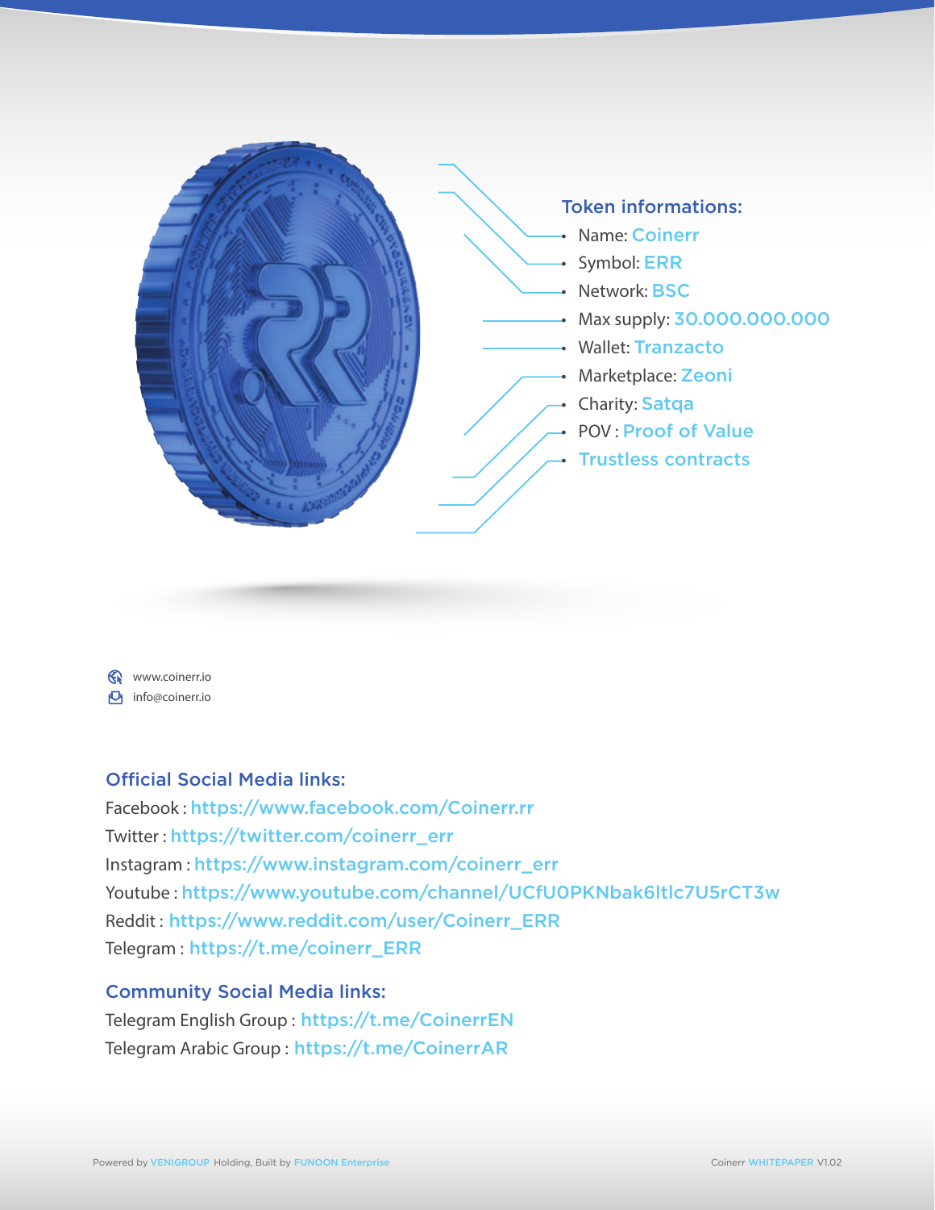### Token informations:

- Name: Coinerr
- Symbol: ERR
- Network: BSC
- Max supply: 30.000.000.000
- Wallet: Tranzacto
- Marketplace: Zeoni
- Charity: Satqa
- POV : Proof of Value
- Trustless contracts

www.coinerr.io
info@coinerr.io

### Official Social Media links:

Facebook : https://www.facebook.com/Coinerr.rr
Twitter : https://twitter.com/coinerr_err
Instagram : https://www.instagram.com/coinerr_err
Youtube : https://www.youtube.com/channel/UCfU0PKNbak6ltlc7U5rCT3w
Reddit : https://www.reddit.com/user/Coinerr_ERR
Telegram : https://t.me/coinerr_ERR

### Community Social Media links:

Telegram English Group : https://t.me/CoinerrEN
Telegram Arabic Group : https://t.me/CoinerrAR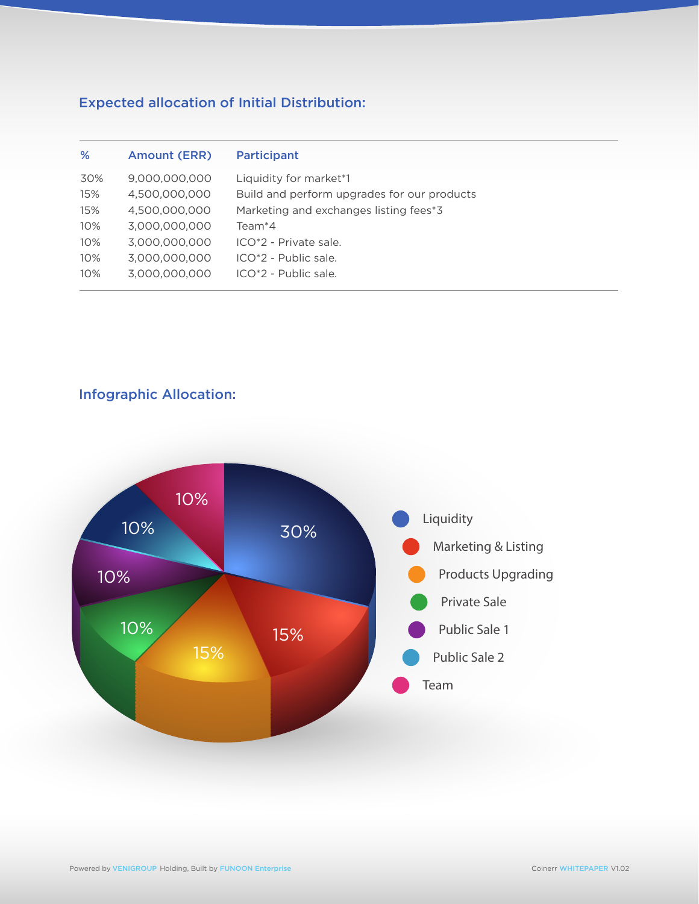## Expected allocation of Initial Distribution:

| % | Amount (ERR) | Participant |
|---|---|---|
| 30% | 9,000,000,000 | Liquidity for market*1 |
| 15% | 4,500,000,000 | Build and perform upgrades for our products |
| 15% | 4,500,000,000 | Marketing and exchanges listing fees*3 |
| 10% | 3,000,000,000 | Team*4 |
| 10% | 3,000,000,000 | ICO*2 - Private sale. |
| 10% | 3,000,000,000 | ICO*2 - Public sale. |
| 10% | 3,000,000,000 | ICO*2 - Public sale. |

## Infographic Allocation:

- Liquidity: 30%
- Marketing & Listing: 15%
- Products Upgrading: 15%
- Private Sale: 10%
- Public Sale 1: 10%
- Public Sale 2: 10%
- Team: 10%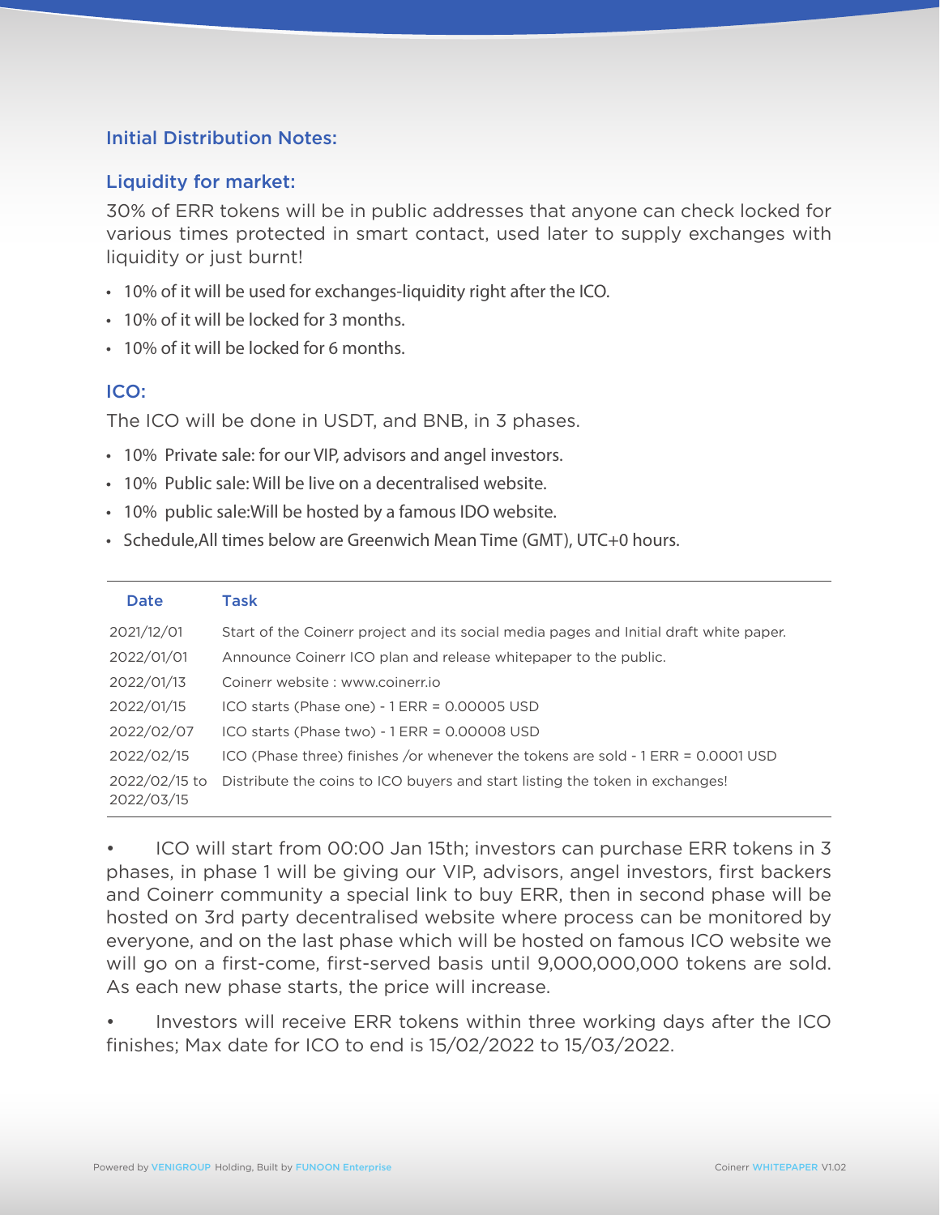### Initial Distribution Notes:

### Liquidity for market:

30% of ERR tokens will be in public addresses that anyone can check locked for various times protected in smart contact, used later to supply exchanges with liquidity or just burnt!

- 10% of it will be used for exchanges-liquidity right after the ICO.
- 10% of it will be locked for 3 months.
- 10% of it will be locked for 6 months.

### ICO:

The ICO will be done in USDT, and BNB, in 3 phases.

- 10%  Private sale: for our VIP, advisors and angel investors.
- 10%  Public sale: Will be live on a decentralised website.
- 10%  public sale:Will be hosted by a famous IDO website.
- Schedule,All times below are Greenwich Mean Time (GMT), UTC+0 hours.

| Date | Task |
|---|---|
| 2021/12/01 | Start of the Coinerr project and its social media pages and Initial draft white paper. |
| 2022/01/01 | Announce Coinerr ICO plan and release whitepaper to the public. |
| 2022/01/13 | Coinerr website : www.coinerr.io |
| 2022/01/15 | ICO starts (Phase one) - 1 ERR = 0.00005 USD |
| 2022/02/07 | ICO starts (Phase two) - 1 ERR = 0.00008 USD |
| 2022/02/15 | ICO (Phase three) finishes /or whenever the tokens are sold - 1 ERR = 0.0001 USD |
| 2022/02/15 to 2022/03/15 | Distribute the coins to ICO buyers and start listing the token in exchanges! |

- ICO will start from 00:00 Jan 15th; investors can purchase ERR tokens in 3 phases, in phase 1 will be giving our VIP, advisors, angel investors, first backers and Coinerr community a special link to buy ERR, then in second phase will be hosted on 3rd party decentralised website where process can be monitored by everyone, and on the last phase which will be hosted on famous ICO website we will go on a first-come, first-served basis until 9,000,000,000 tokens are sold. As each new phase starts, the price will increase.
- Investors will receive ERR tokens within three working days after the ICO finishes; Max date for ICO to end is 15/02/2022 to 15/03/2022.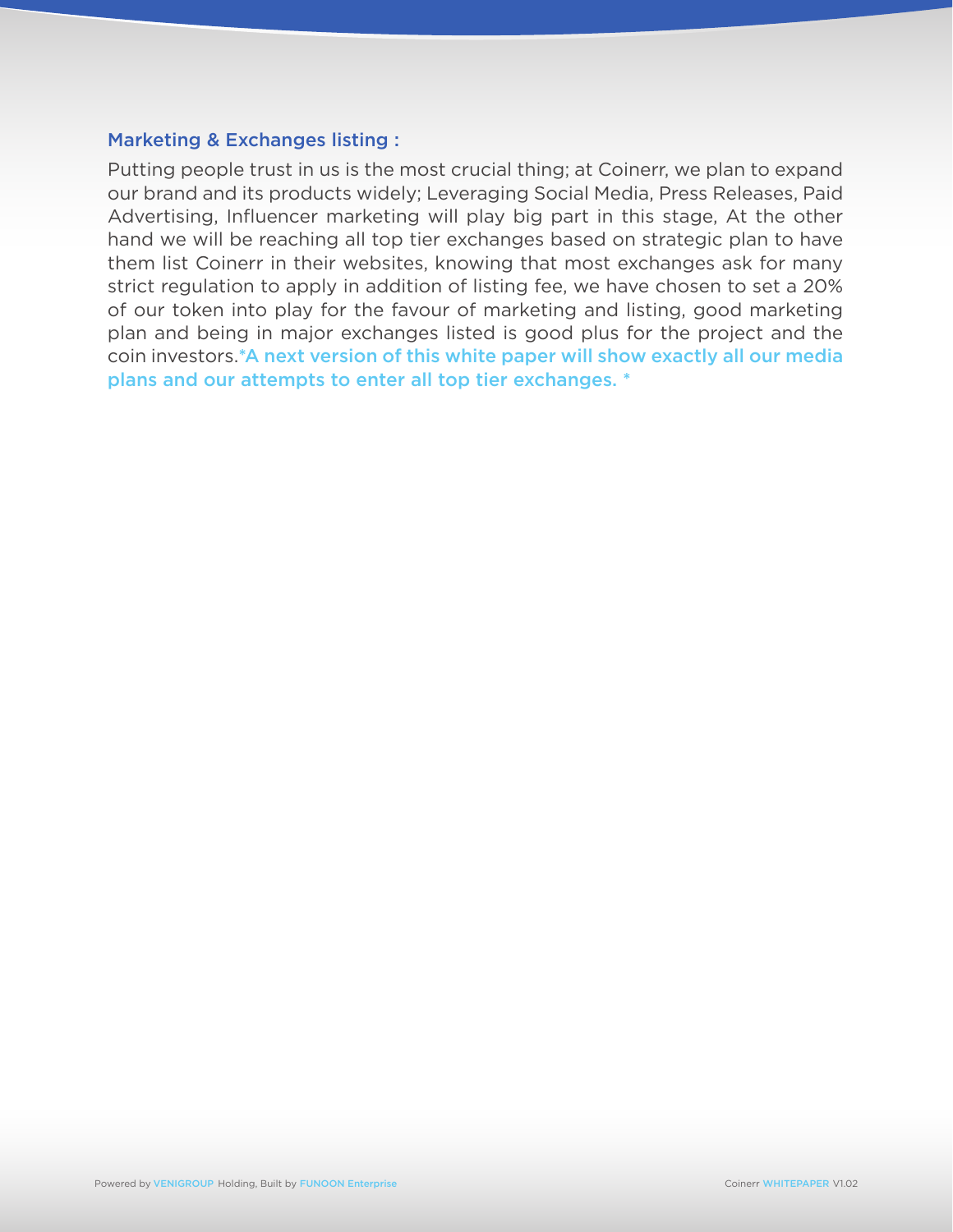## Marketing & Exchanges listing :

Putting people trust in us is the most crucial thing; at Coinerr, we plan to expand our brand and its products widely; Leveraging Social Media, Press Releases, Paid Advertising, Influencer marketing will play big part in this stage, At the other hand we will be reaching all top tier exchanges based on strategic plan to have them list Coinerr in their websites, knowing that most exchanges ask for many strict regulation to apply in addition of listing fee, we have chosen to set a 20% of our token into play for the favour of marketing and listing, good marketing plan and being in major exchanges listed is good plus for the project and the coin investors.*A next version of this white paper will show exactly all our media plans and our attempts to enter all top tier exchanges. *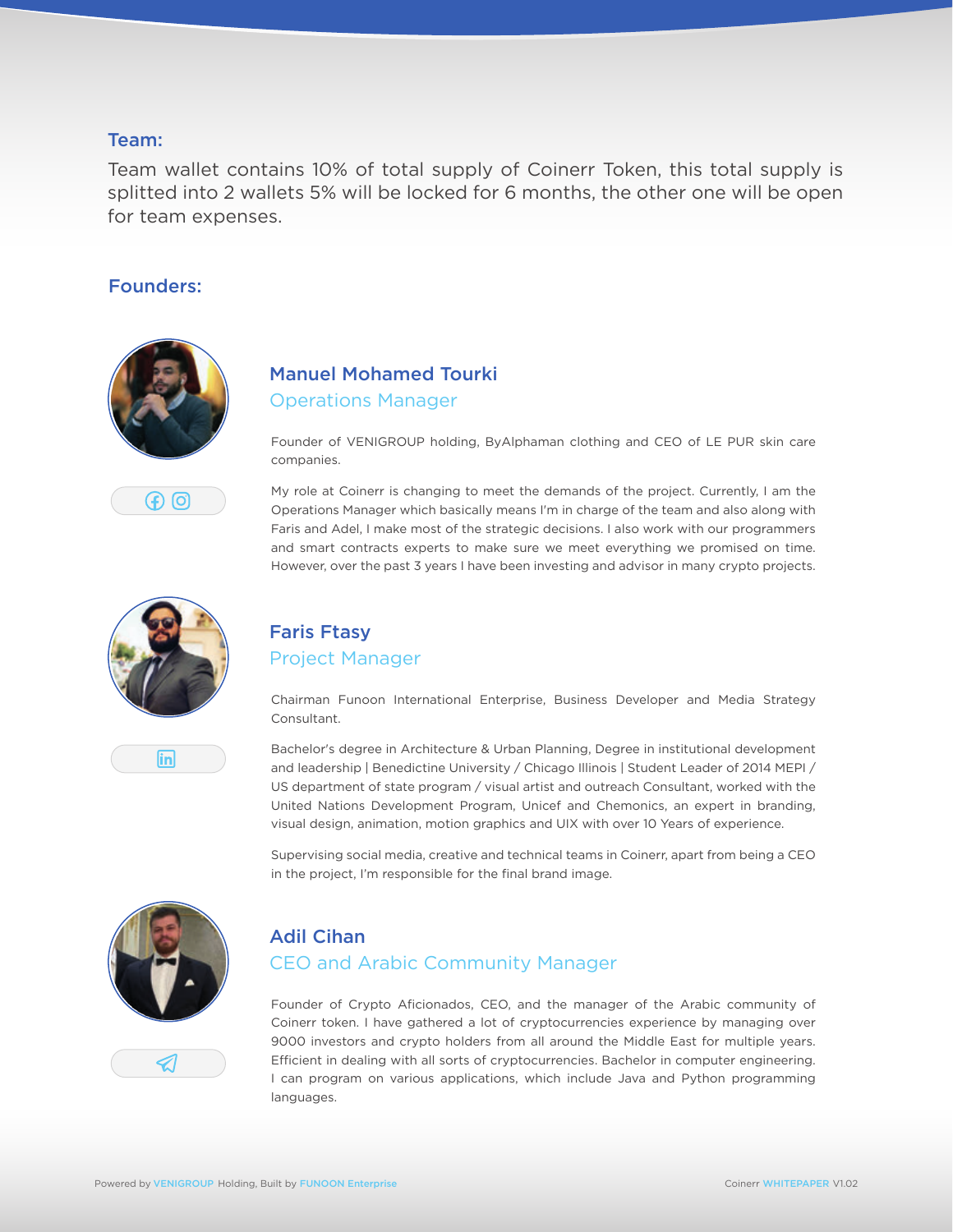## Team:

Team wallet contains 10% of total supply of Coinerr Token, this total supply is splitted into 2 wallets 5% will be locked for 6 months, the other one will be open for team expenses.

## Founders:

### Manuel Mohamed Tourki

Operations Manager

Founder of VENIGROUP holding, ByAlphaman clothing and CEO of LE PUR skin care companies.

My role at Coinerr is changing to meet the demands of the project. Currently, I am the Operations Manager which basically means I'm in charge of the team and also along with Faris and Adel, I make most of the strategic decisions. I also work with our programmers and smart contracts experts to make sure we meet everything we promised on time. However, over the past 3 years I have been investing and advisor in many crypto projects.

### Faris Ftasy

Project Manager

Chairman Funoon International Enterprise, Business Developer and Media Strategy Consultant.

Bachelor's degree in Architecture & Urban Planning, Degree in institutional development and leadership | Benedictine University / Chicago Illinois | Student Leader of 2014 MEPI / US department of state program / visual artist and outreach Consultant, worked with the United Nations Development Program, Unicef and Chemonics, an expert in branding, visual design, animation, motion graphics and UIX with over 10 Years of experience.

Supervising social media, creative and technical teams in Coinerr, apart from being a CEO in the project, I'm responsible for the final brand image.

### Adil Cihan

CEO and Arabic Community Manager

Founder of Crypto Aficionados, CEO, and the manager of the Arabic community of Coinerr token. I have gathered a lot of cryptocurrencies experience by managing over 9000 investors and crypto holders from all around the Middle East for multiple years. Efficient in dealing with all sorts of cryptocurrencies. Bachelor in computer engineering. I can program on various applications, which include Java and Python programming languages.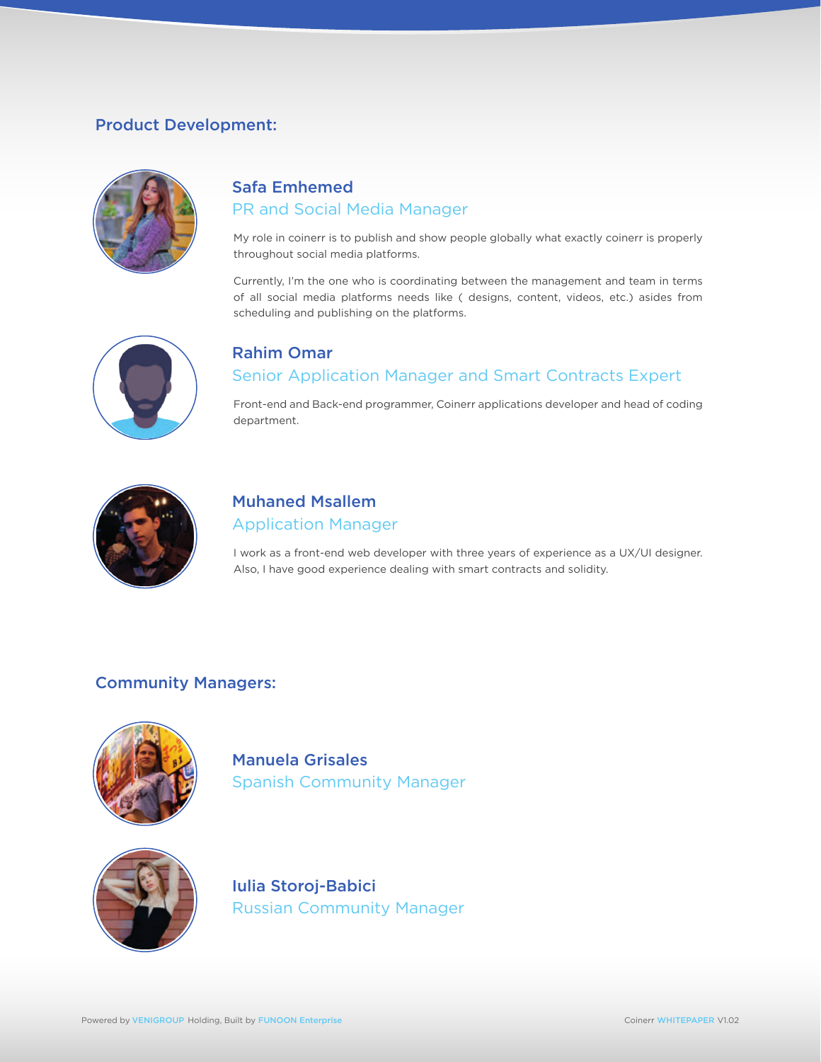## Product Development:

### Safa Emhemed

PR and Social Media Manager

My role in coinerr is to publish and show people globally what exactly coinerr is properly throughout social media platforms.

Currently, I'm the one who is coordinating between the management and team in terms of all social media platforms needs like ( designs, content, videos, etc.) asides from scheduling and publishing on the platforms.

### Rahim Omar

Senior Application Manager and Smart Contracts Expert

Front-end and Back-end programmer, Coinerr applications developer and head of coding department.

### Muhaned Msallem

Application Manager

I work as a front-end web developer with three years of experience as a UX/UI designer. Also, I have good experience dealing with smart contracts and solidity.

## Community Managers:

### Manuela Grisales

Spanish Community Manager

### Iulia Storoj-Babici

Russian Community Manager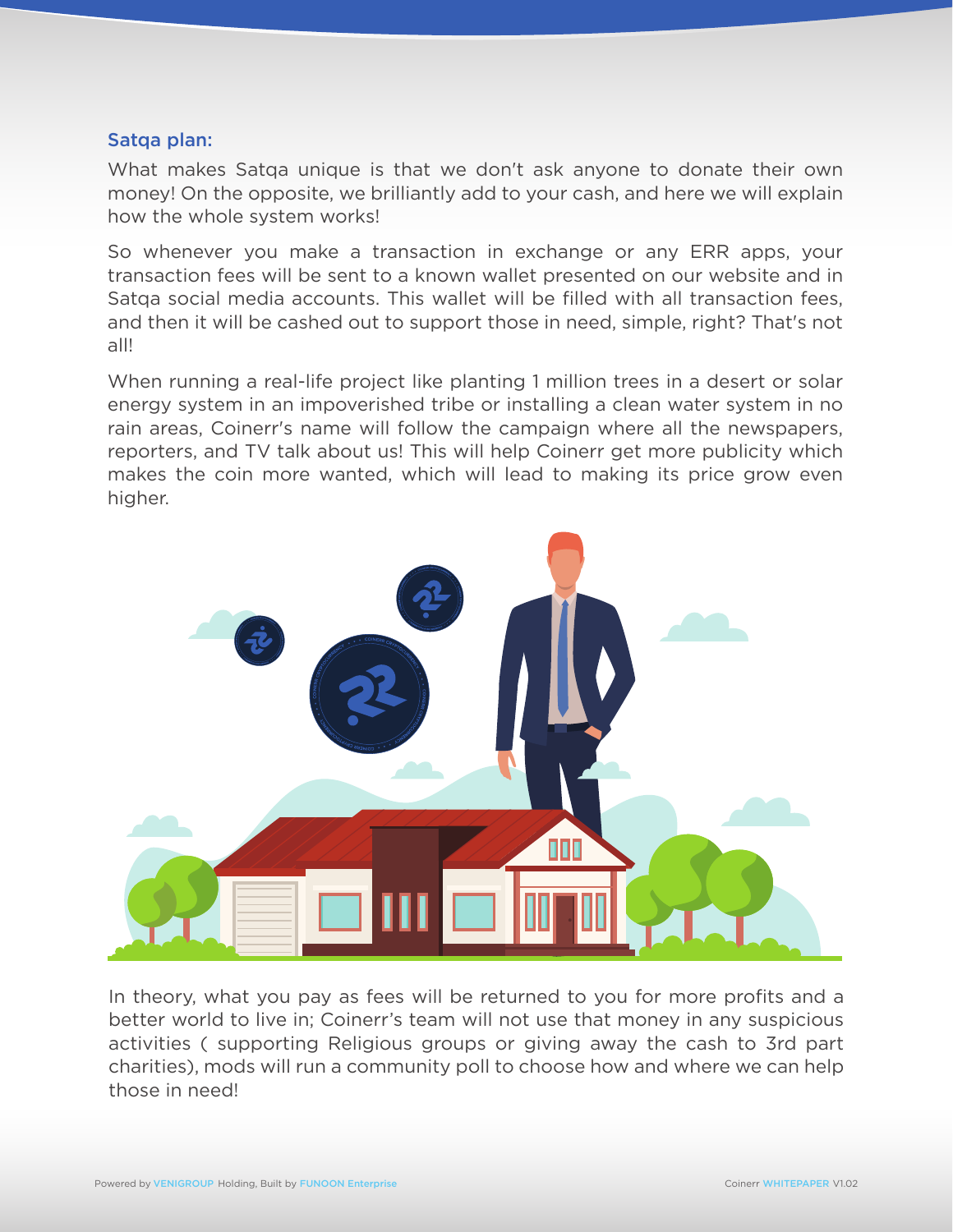### Satqa plan:

What makes Satqa unique is that we don't ask anyone to donate their own money! On the opposite, we brilliantly add to your cash, and here we will explain how the whole system works!

So whenever you make a transaction in exchange or any ERR apps, your transaction fees will be sent to a known wallet presented on our website and in Satqa social media accounts. This wallet will be filled with all transaction fees, and then it will be cashed out to support those in need, simple, right? That's not all!

When running a real-life project like planting 1 million trees in a desert or solar energy system in an impoverished tribe or installing a clean water system in no rain areas, Coinerr's name will follow the campaign where all the newspapers, reporters, and TV talk about us! This will help Coinerr get more publicity which makes the coin more wanted, which will lead to making its price grow even higher.

In theory, what you pay as fees will be returned to you for more profits and a better world to live in; Coinerr's team will not use that money in any suspicious activities ( supporting Religious groups or giving away the cash to 3rd part charities), mods will run a community poll to choose how and where we can help those in need!